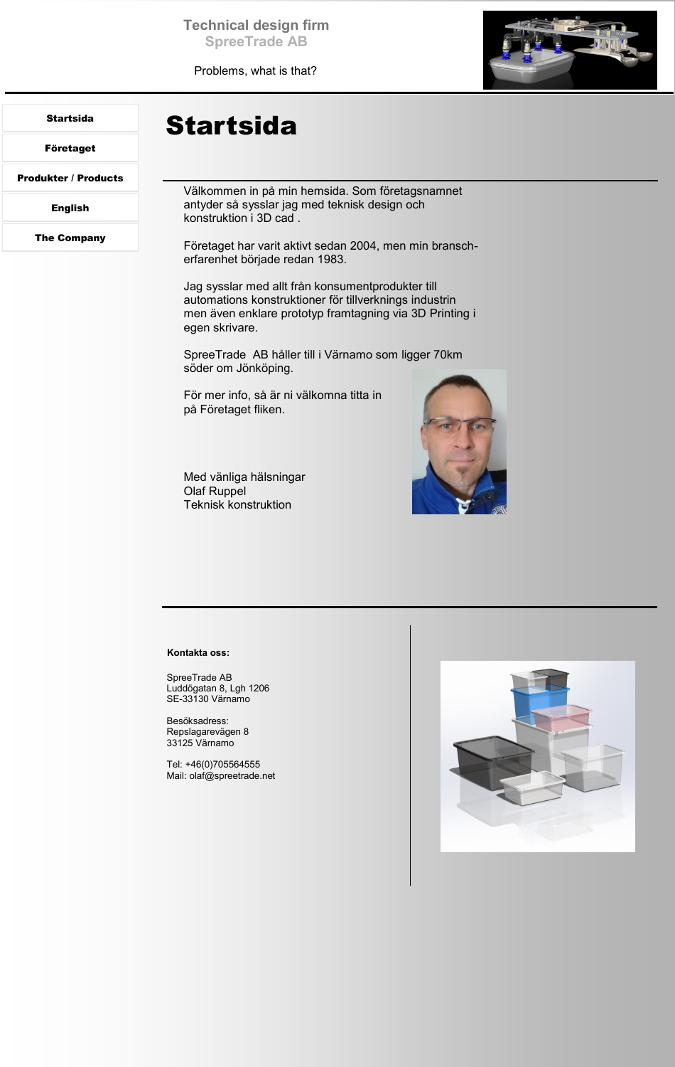Technical design firm
SpreeTrade AB

Problems, what is that?

**Startsida**

**Företaget**

**Produkter / Products**

**English**

**The Company**

# Startsida

Välkommen in på min hemsida. Som företagsnamnet antyder så sysslar jag med teknisk design och konstruktion i 3D cad .

Företaget har varit aktivt sedan 2004, men min bransch-erfarenhet började redan 1983.

Jag sysslar med allt från konsumentprodukter till automations konstruktioner för tillverknings industrin men även enklare prototyp framtagning via 3D Printing i egen skrivare.

SpreeTrade AB håller till i Värnamo som ligger 70km söder om Jönköping.

För mer info, så är ni välkomna titta in på Företaget fliken.

Med vänliga hälsningar
Olaf Ruppel
Teknisk konstruktion

**Kontakta oss:**

SpreeTrade AB
Luddögatan 8, Lgh 1206
SE-33130 Värnamo

Besöksadress:
Repslagarevägen 8
33125 Värnamo

Tel: +46(0)705564555
Mail: olaf@spreetrade.net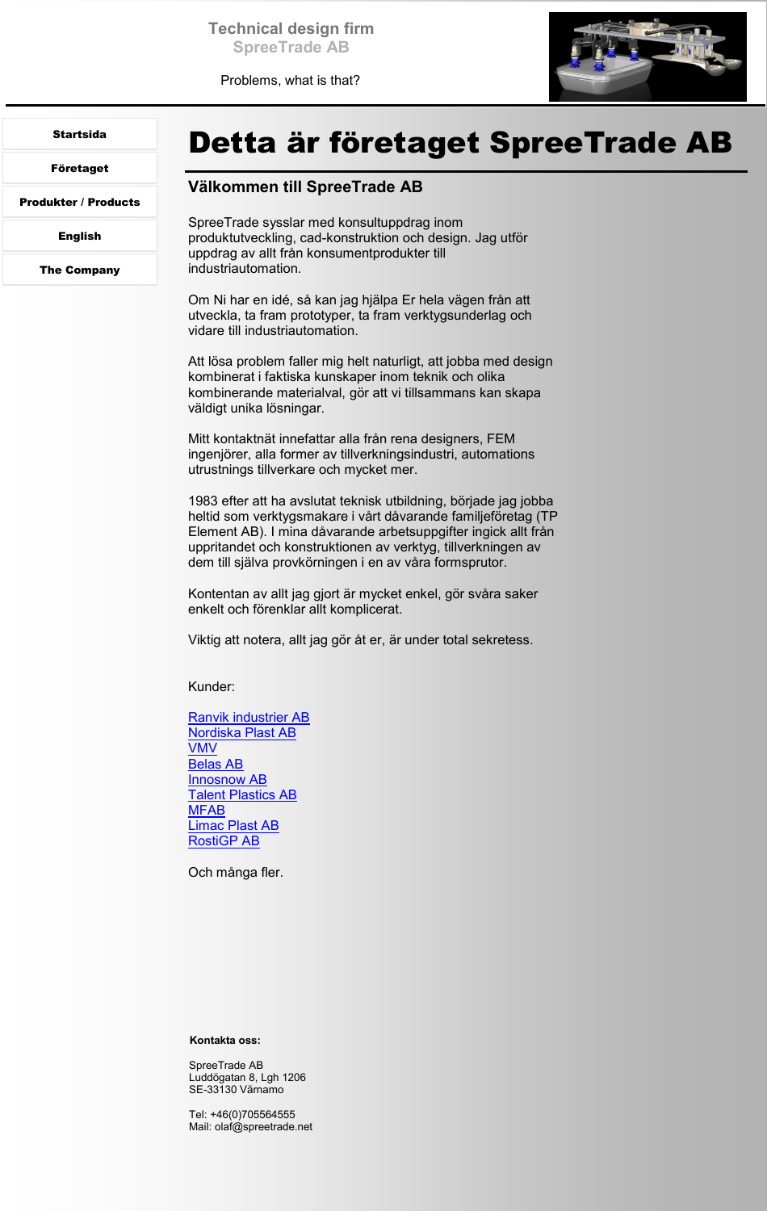Technical design firm
SpreeTrade AB

Problems, what is that?

- Startsida
- Företaget
- Produkter / Products
- English
- The Company

# Detta är företaget SpreeTrade AB

## Välkommen till SpreeTrade AB

SpreeTrade sysslar med konsultuppdrag inom produktutveckling, cad-konstruktion och design. Jag utför uppdrag av allt från konsumentprodukter till industriautomation.

Om Ni har en idé, så kan jag hjälpa Er hela vägen från att utveckla, ta fram prototyper, ta fram verktygsunderlag och vidare till industriautomation.

Att lösa problem faller mig helt naturligt, att jobba med design kombinerat i faktiska kunskaper inom teknik och olika kombinerande materialval, gör att vi tillsammans kan skapa väldigt unika lösningar.

Mitt kontaktnät innefattar alla från rena designers, FEM ingenjörer, alla former av tillverkningsindustri, automations utrustnings tillverkare och mycket mer.

1983 efter att ha avslutat teknisk utbildning, började jag jobba heltid som verktygsmakare i vårt dåvarande familjeföretag (TP Element AB). I mina dåvarande arbetsuppgifter ingick allt från uppritandet och konstruktionen av verktyg, tillverkningen av dem till själva provkörningen i en av våra formsprutor.

Kontentan av allt jag gjort är mycket enkel, gör svåra saker enkelt och förenklar allt komplicerat.

Viktig att notera, allt jag gör åt er, är under total sekretess.

Kunder:

Ranvik industrier AB
Nordiska Plast AB
VMV
Belas AB
Innosnow AB
Talent Plastics AB
MFAB
Limac Plast AB
RostiGP AB

Och många fler.

**Kontakta oss:**

SpreeTrade AB
Luddögatan 8, Lgh 1206
SE-33130 Värnamo

Tel: +46(0)705564555
Mail: olaf@spreetrade.net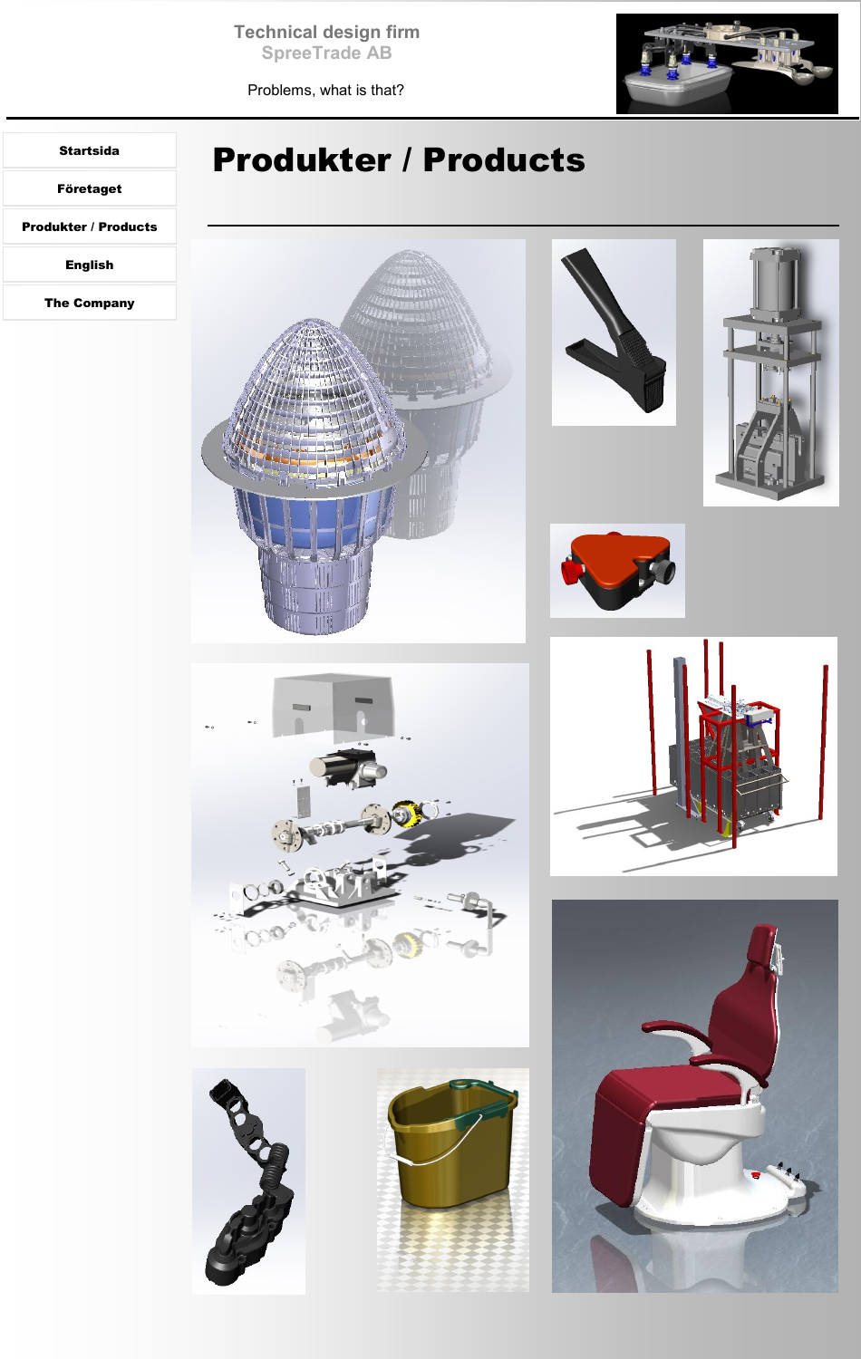Technical design firm
SpreeTrade AB

Problems, what is that?

- Startsida
- Företaget
- Produkter / Products
- English
- The Company

# Produkter / Products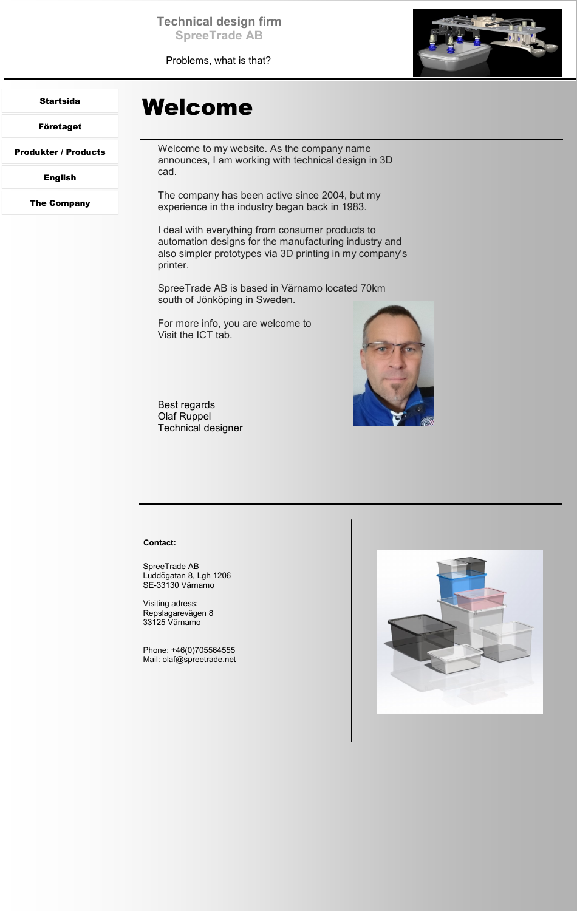Technical design firm
SpreeTrade AB

Problems, what is that?

- Startsida
- Företaget
- Produkter / Products
- English
- The Company

# Welcome

Welcome to my website. As the company name announces, I am working with technical design in 3D cad.

The company has been active since 2004, but my experience in the industry began back in 1983.

I deal with everything from consumer products to automation designs for the manufacturing industry and also simpler prototypes via 3D printing in my company's printer.

SpreeTrade AB is based in Värnamo located 70km south of Jönköping in Sweden.

For more info, you are welcome to
Visit the ICT tab.

Best regards
Olaf Ruppel
Technical designer

**Contact:**

SpreeTrade AB
Luddögatan 8, Lgh 1206
SE-33130 Värnamo

Visiting adress:
Repslagarevägen 8
33125 Värnamo

Phone: +46(0)705564555
Mail: olaf@spreetrade.net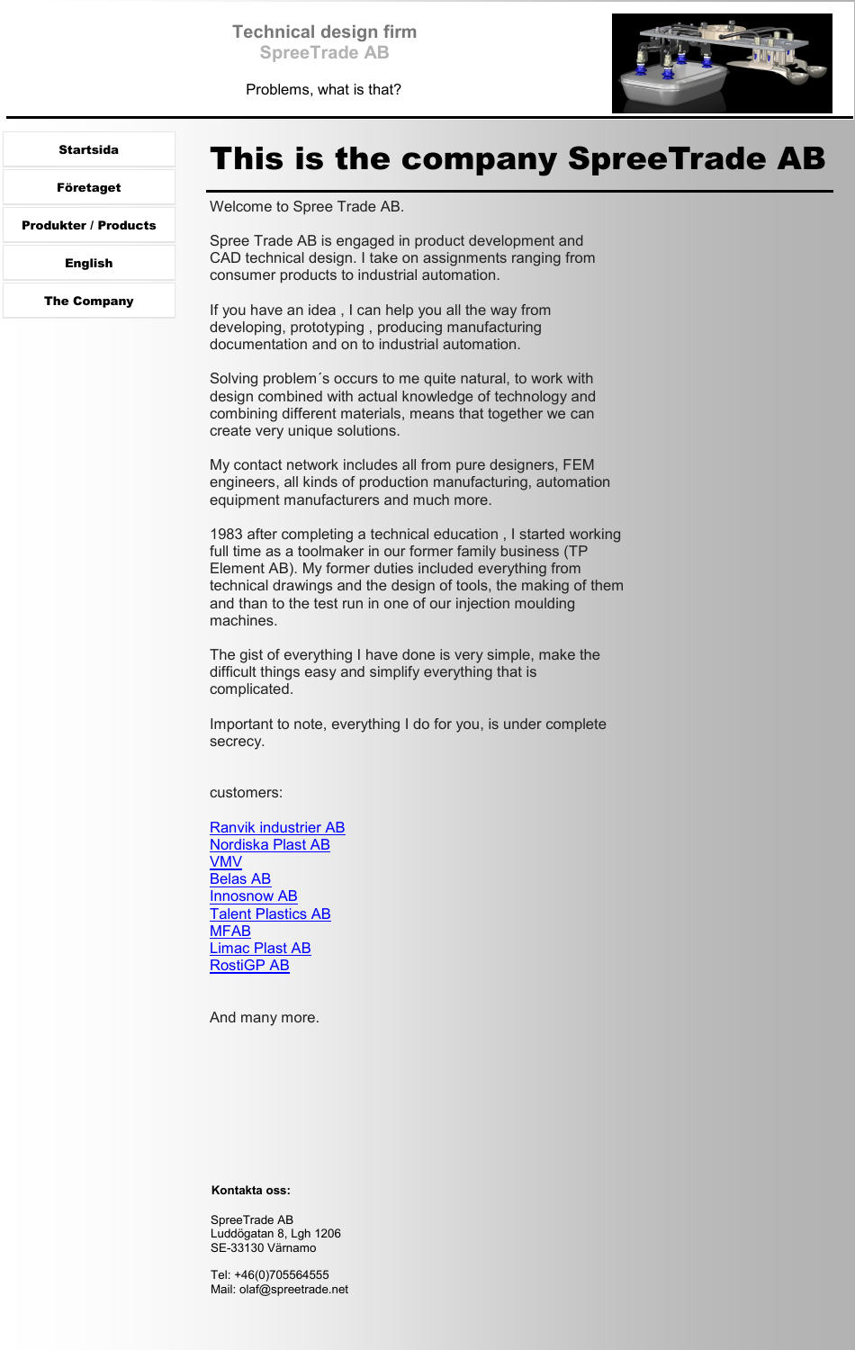Technical design firm
SpreeTrade AB

Problems, what is that?

- Startsida
- Företaget
- Produkter / Products
- English
- The Company

# This is the company SpreeTrade AB

Welcome to Spree Trade AB.

Spree Trade AB is engaged in product development and CAD technical design. I take on assignments ranging from consumer products to industrial automation.

If you have an idea , I can help you all the way from developing, prototyping , producing manufacturing documentation and on to industrial automation.

Solving problem´s occurs to me quite natural, to work with design combined with actual knowledge of technology and combining different materials, means that together we can create very unique solutions.

My contact network includes all from pure designers, FEM engineers, all kinds of production manufacturing, automation equipment manufacturers and much more.

1983 after completing a technical education , I started working full time as a toolmaker in our former family business (TP Element AB). My former duties included everything from technical drawings and the design of tools, the making of them and than to the test run in one of our injection moulding machines.

The gist of everything I have done is very simple, make the difficult things easy and simplify everything that is complicated.

Important to note, everything I do for you, is under complete secrecy.

customers:

Ranvik industrier AB
Nordiska Plast AB
VMV
Belas AB
Innosnow AB
Talent Plastics AB
MFAB
Limac Plast AB
RostiGP AB

And many more.

**Kontakta oss:**

SpreeTrade AB
Luddögatan 8, Lgh 1206
SE-33130 Värnamo

Tel: +46(0)705564555
Mail: olaf@spreetrade.net